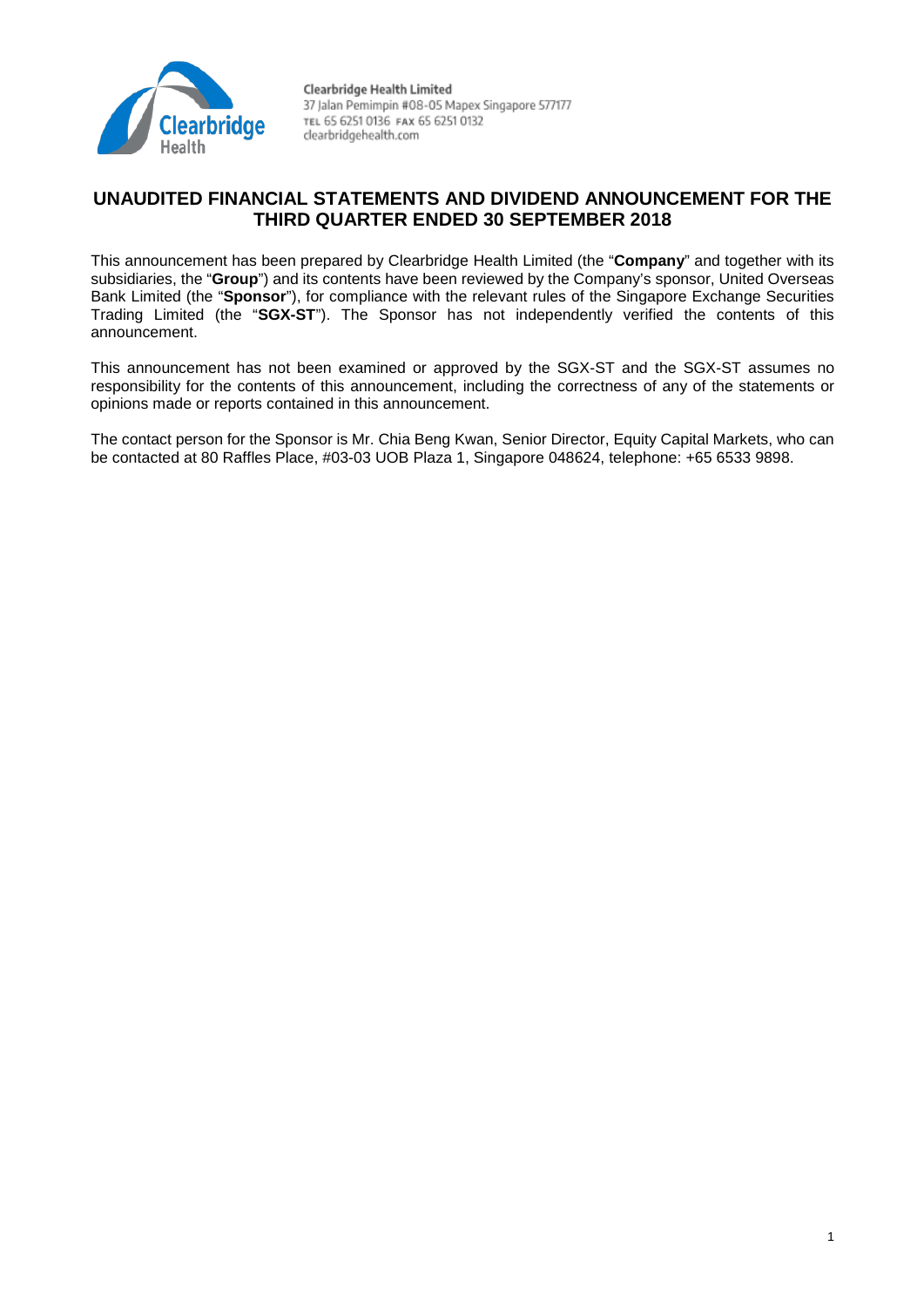Clearbridge Health Limited
37 Jalan Pemimpin #08-05 Mapex Singapore 577177
TEL 65 6251 0136 FAX 65 6251 0132
clearbridgehealth.com

# UNAUDITED FINANCIAL STATEMENTS AND DIVIDEND ANNOUNCEMENT FOR THE THIRD QUARTER ENDED 30 SEPTEMBER 2018

This announcement has been prepared by Clearbridge Health Limited (the "**Company**" and together with its subsidiaries, the "**Group**") and its contents have been reviewed by the Company's sponsor, United Overseas Bank Limited (the "**Sponsor**"), for compliance with the relevant rules of the Singapore Exchange Securities Trading Limited (the "**SGX-ST**"). The Sponsor has not independently verified the contents of this announcement.

This announcement has not been examined or approved by the SGX-ST and the SGX-ST assumes no responsibility for the contents of this announcement, including the correctness of any of the statements or opinions made or reports contained in this announcement.

The contact person for the Sponsor is Mr. Chia Beng Kwan, Senior Director, Equity Capital Markets, who can be contacted at 80 Raffles Place, #03-03 UOB Plaza 1, Singapore 048624, telephone: +65 6533 9898.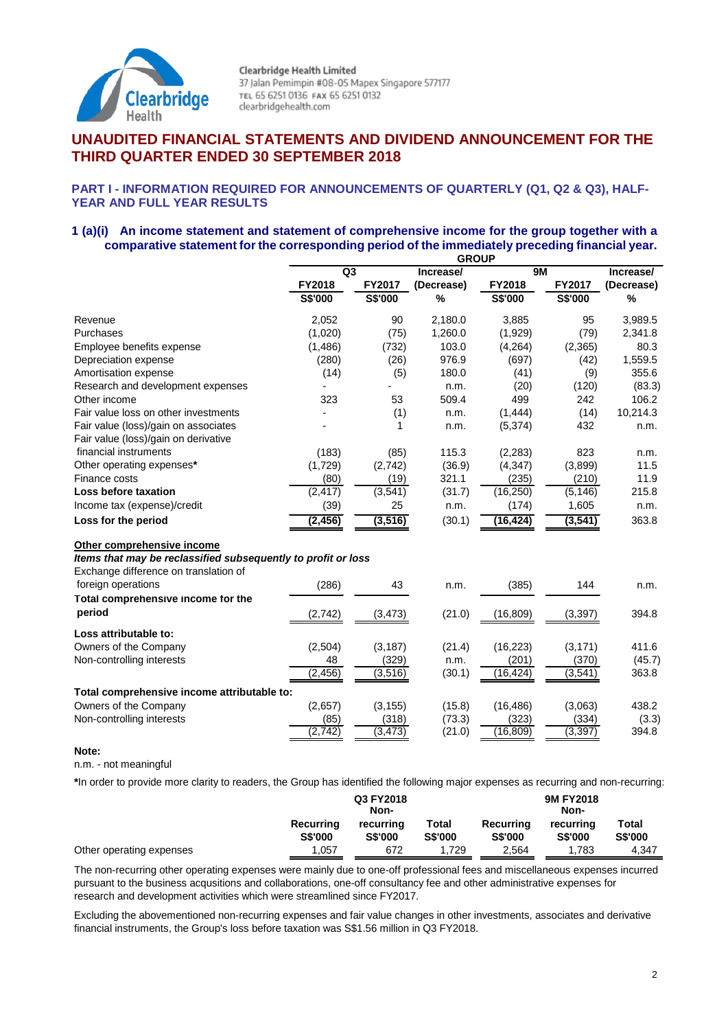Clearbridge Health Limited
37 Jalan Pemimpin #08-05 Mapex Singapore 577177
TEL 65 6251 0136 FAX 65 6251 0132
clearbridgehealth.com

# UNAUDITED FINANCIAL STATEMENTS AND DIVIDEND ANNOUNCEMENT FOR THE THIRD QUARTER ENDED 30 SEPTEMBER 2018

## PART I - INFORMATION REQUIRED FOR ANNOUNCEMENTS OF QUARTERLY (Q1, Q2 & Q3), HALF-YEAR AND FULL YEAR RESULTS

### 1 (a)(i) An income statement and statement of comprehensive income for the group together with a comparative statement for the corresponding period of the immediately preceding financial year.

| | GROUP | | | | | |
|---|---|---|---|---|---|---|
| | Q3 | | Increase/ | 9M | | Increase/ |
| | FY2018 | FY2017 | (Decrease) | FY2018 | FY2017 | (Decrease) |
| | S$'000 | S$'000 | % | S$'000 | S$'000 | % |
| Revenue | 2,052 | 90 | 2,180.0 | 3,885 | 95 | 3,989.5 |
| Purchases | (1,020) | (75) | 1,260.0 | (1,929) | (79) | 2,341.8 |
| Employee benefits expense | (1,486) | (732) | 103.0 | (4,264) | (2,365) | 80.3 |
| Depreciation expense | (280) | (26) | 976.9 | (697) | (42) | 1,559.5 |
| Amortisation expense | (14) | (5) | 180.0 | (41) | (9) | 355.6 |
| Research and development expenses | - | - | n.m. | (20) | (120) | (83.3) |
| Other income | 323 | 53 | 509.4 | 499 | 242 | 106.2 |
| Fair value loss on other investments | - | (1) | n.m. | (1,444) | (14) | 10,214.3 |
| Fair value (loss)/gain on associates | - | 1 | n.m. | (5,374) | 432 | n.m. |
| Fair value (loss)/gain on derivative financial instruments | (183) | (85) | 115.3 | (2,283) | 823 | n.m. |
| Other operating expenses* | (1,729) | (2,742) | (36.9) | (4,347) | (3,899) | 11.5 |
| Finance costs | (80) | (19) | 321.1 | (235) | (210) | 11.9 |
| **Loss before taxation** | (2,417) | (3,541) | (31.7) | (16,250) | (5,146) | 215.8 |
| Income tax (expense)/credit | (39) | 25 | n.m. | (174) | 1,605 | n.m. |
| **Loss for the period** | **(2,456)** | **(3,516)** | (30.1) | **(16,424)** | **(3,541)** | 363.8 |
| **Other comprehensive income** | | | | | | |
| ***Items that may be reclassified subsequently to profit or loss*** | | | | | | |
| Exchange difference on translation of foreign operations | (286) | 43 | n.m. | (385) | 144 | n.m. |
| **Total comprehensive income for the period** | (2,742) | (3,473) | (21.0) | (16,809) | (3,397) | 394.8 |
| **Loss attributable to:** | | | | | | |
| Owners of the Company | (2,504) | (3,187) | (21.4) | (16,223) | (3,171) | 411.6 |
| Non-controlling interests | 48 | (329) | n.m. | (201) | (370) | (45.7) |
| | (2,456) | (3,516) | (30.1) | (16,424) | (3,541) | 363.8 |
| **Total comprehensive income attributable to:** | | | | | | |
| Owners of the Company | (2,657) | (3,155) | (15.8) | (16,486) | (3,063) | 438.2 |
| Non-controlling interests | (85) | (318) | (73.3) | (323) | (334) | (3.3) |
| | (2,742) | (3,473) | (21.0) | (16,809) | (3,397) | 394.8 |

**Note:**

n.m. - not meaningful

**\***In order to provide more clarity to readers, the Group has identified the following major expenses as recurring and non-recurring:

| | Q3 FY2018 | | | 9M FY2018 | | |
|---|---|---|---|---|---|---|
| | Recurring | Non-recurring | Total | Recurring | Non-recurring | Total |
| | S$'000 | S$'000 | S$'000 | S$'000 | S$'000 | S$'000 |
| Other operating expenses | 1,057 | 672 | 1,729 | 2,564 | 1,783 | 4,347 |

The non-recurring other operating expenses were mainly due to one-off professional fees and miscellaneous expenses incurred pursuant to the business acqusitions and collaborations, one-off consultancy fee and other administrative expenses for research and development activities which were streamlined since FY2017.

Excluding the abovementioned non-recurring expenses and fair value changes in other investments, associates and derivative financial instruments, the Group's loss before taxation was S$1.56 million in Q3 FY2018.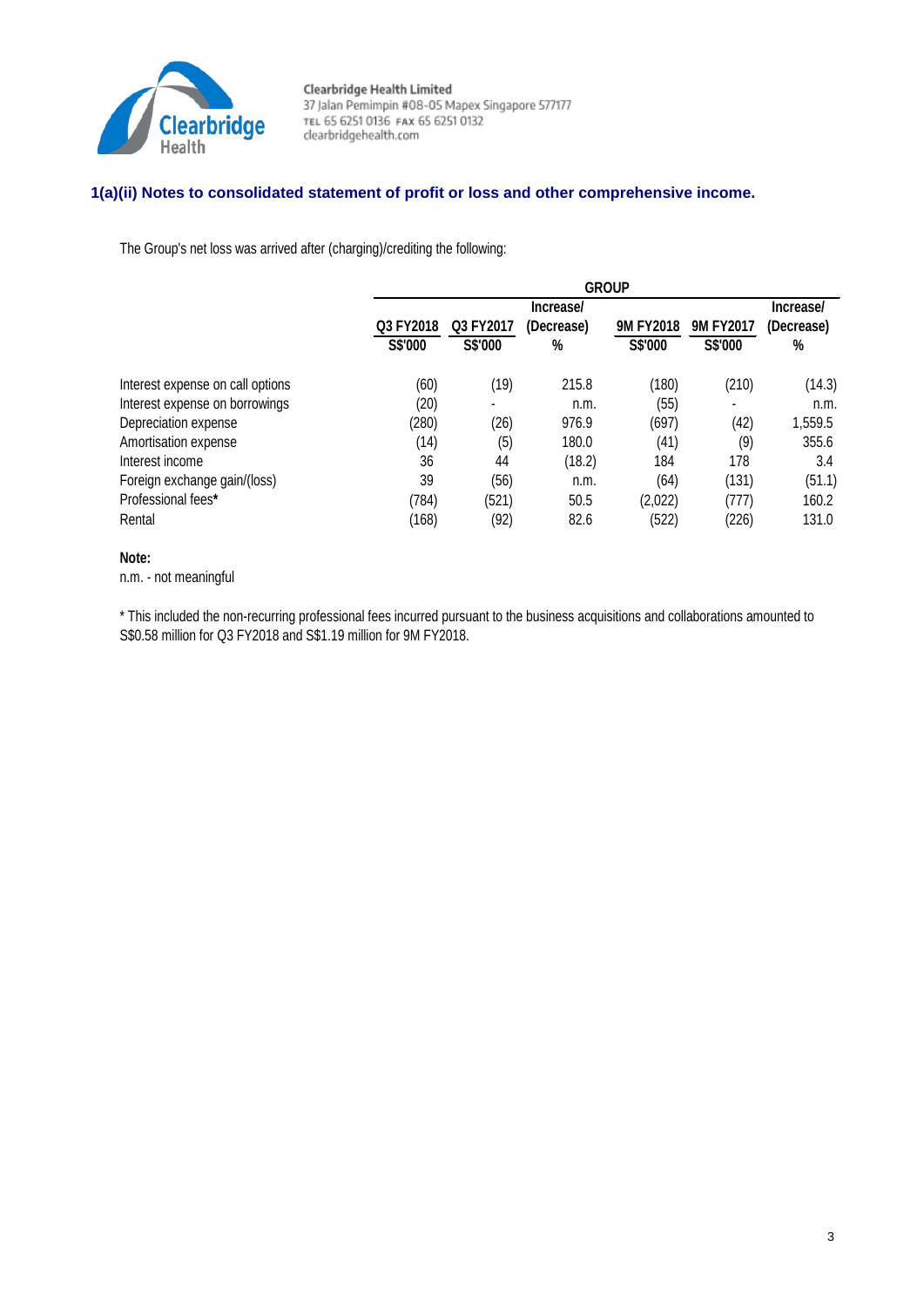## 1(a)(ii) Notes to consolidated statement of profit or loss and other comprehensive income.

The Group's net loss was arrived after (charging)/crediting the following:

| | GROUP | | | | | |
|---|---|---|---|---|---|---|
| | Q3 FY2018 | Q3 FY2017 | Increase/ (Decrease) | 9M FY2018 | 9M FY2017 | Increase/ (Decrease) |
| | S$'000 | S$'000 | % | S$'000 | S$'000 | % |
| Interest expense on call options | (60) | (19) | 215.8 | (180) | (210) | (14.3) |
| Interest expense on borrowings | (20) | - | n.m. | (55) | - | n.m. |
| Depreciation expense | (280) | (26) | 976.9 | (697) | (42) | 1,559.5 |
| Amortisation expense | (14) | (5) | 180.0 | (41) | (9) | 355.6 |
| Interest income | 36 | 44 | (18.2) | 184 | 178 | 3.4 |
| Foreign exchange gain/(loss) | 39 | (56) | n.m. | (64) | (131) | (51.1) |
| Professional fees* | (784) | (521) | 50.5 | (2,022) | (777) | 160.2 |
| Rental | (168) | (92) | 82.6 | (522) | (226) | 131.0 |

**Note:**
n.m. - not meaningful

* This included the non-recurring professional fees incurred pursuant to the business acquisitions and collaborations amounted to S$0.58 million for Q3 FY2018 and S$1.19 million for 9M FY2018.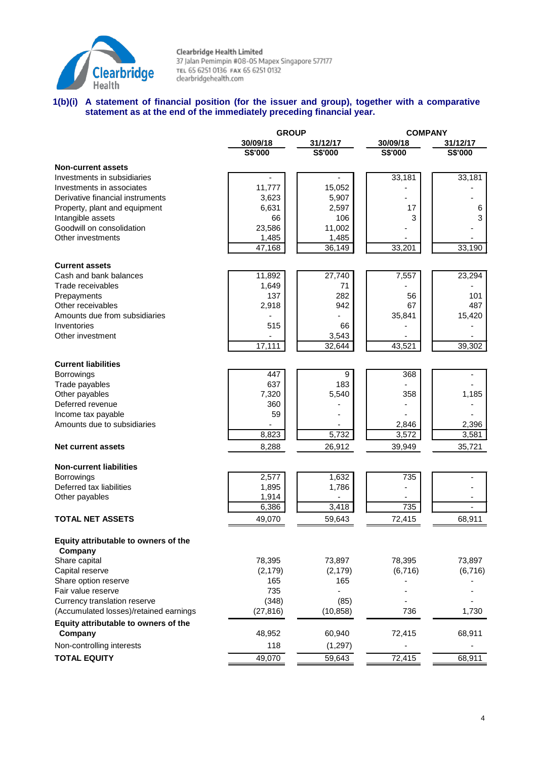Clearbridge Health Limited
37 Jalan Pemimpin #08-05 Mapex Singapore 577177
TEL 65 6251 0136 FAX 65 6251 0132
clearbridgehealth.com

## 1(b)(i) A statement of financial position (for the issuer and group), together with a comparative statement as at the end of the immediately preceding financial year.

| | GROUP | | COMPANY | |
|---|---|---|---|---|
| | 30/09/18 | 31/12/17 | 30/09/18 | 31/12/17 |
| | S$'000 | S$'000 | S$'000 | S$'000 |
| **Non-current assets** | | | | |
| Investments in subsidiaries | - | - | 33,181 | 33,181 |
| Investments in associates | 11,777 | 15,052 | - | - |
| Derivative financial instruments | 3,623 | 5,907 | - | - |
| Property, plant and equipment | 6,631 | 2,597 | 17 | 6 |
| Intangible assets | 66 | 106 | 3 | 3 |
| Goodwill on consolidation | 23,586 | 11,002 | - | - |
| Other investments | 1,485 | 1,485 | - | - |
| | 47,168 | 36,149 | 33,201 | 33,190 |
| **Current assets** | | | | |
| Cash and bank balances | 11,892 | 27,740 | 7,557 | 23,294 |
| Trade receivables | 1,649 | 71 | - | - |
| Prepayments | 137 | 282 | 56 | 101 |
| Other receivables | 2,918 | 942 | 67 | 487 |
| Amounts due from subsidiaries | - | - | 35,841 | 15,420 |
| Inventories | 515 | 66 | - | - |
| Other investment | - | 3,543 | - | - |
| | 17,111 | 32,644 | 43,521 | 39,302 |
| **Current liabilities** | | | | |
| Borrowings | 447 | 9 | 368 | - |
| Trade payables | 637 | 183 | - | - |
| Other payables | 7,320 | 5,540 | 358 | 1,185 |
| Deferred revenue | 360 | - | - | - |
| Income tax payable | 59 | - | - | - |
| Amounts due to subsidiaries | - | - | 2,846 | 2,396 |
| | 8,823 | 5,732 | 3,572 | 3,581 |
| **Net current assets** | 8,288 | 26,912 | 39,949 | 35,721 |
| **Non-current liabilities** | | | | |
| Borrowings | 2,577 | 1,632 | 735 | - |
| Deferred tax liabilities | 1,895 | 1,786 | - | - |
| Other payables | 1,914 | - | - | - |
| | 6,386 | 3,418 | 735 | - |
| **TOTAL NET ASSETS** | 49,070 | 59,643 | 72,415 | 68,911 |
| **Equity attributable to owners of the Company** | | | | |
| Share capital | 78,395 | 73,897 | 78,395 | 73,897 |
| Capital reserve | (2,179) | (2,179) | (6,716) | (6,716) |
| Share option reserve | 165 | 165 | - | - |
| Fair value reserve | 735 | - | - | - |
| Currency translation reserve | (348) | (85) | - | - |
| (Accumulated losses)/retained earnings | (27,816) | (10,858) | 736 | 1,730 |
| **Equity attributable to owners of the Company** | 48,952 | 60,940 | 72,415 | 68,911 |
| Non-controlling interests | 118 | (1,297) | - | - |
| **TOTAL EQUITY** | 49,070 | 59,643 | 72,415 | 68,911 |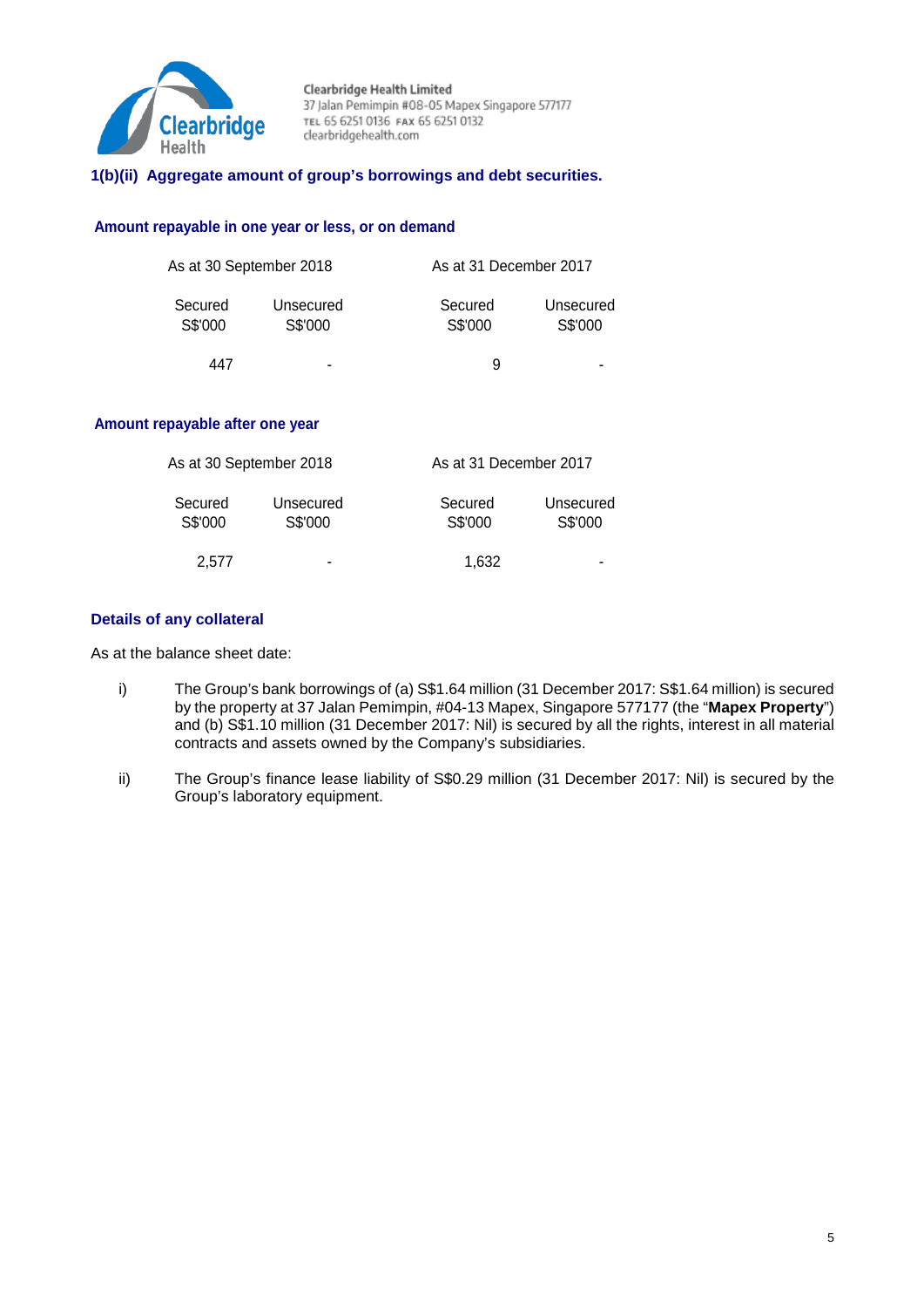### 1(b)(ii) Aggregate amount of group's borrowings and debt securities.

#### Amount repayable in one year or less, or on demand

| As at 30 September 2018 | | As at 31 December 2017 | |
|---|---|---|---|
| Secured S$'000 | Unsecured S$'000 | Secured S$'000 | Unsecured S$'000 |
| 447 | - | 9 | - |

#### Amount repayable after one year

| As at 30 September 2018 | | As at 31 December 2017 | |
|---|---|---|---|
| Secured S$'000 | Unsecured S$'000 | Secured S$'000 | Unsecured S$'000 |
| 2,577 | - | 1,632 | - |

#### Details of any collateral

As at the balance sheet date:

i) The Group's bank borrowings of (a) S$1.64 million (31 December 2017: S$1.64 million) is secured by the property at 37 Jalan Pemimpin, #04-13 Mapex, Singapore 577177 (the "**Mapex Property**") and (b) S$1.10 million (31 December 2017: Nil) is secured by all the rights, interest in all material contracts and assets owned by the Company's subsidiaries.

ii) The Group's finance lease liability of S$0.29 million (31 December 2017: Nil) is secured by the Group's laboratory equipment.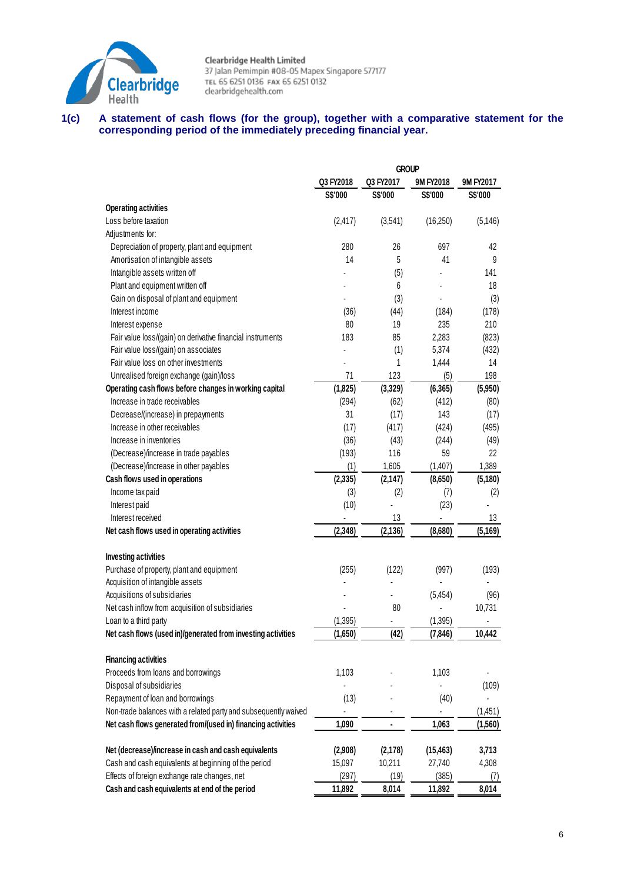Clearbridge Health Limited
37 Jalan Pemimpin #08-05 Mapex Singapore 577177
TEL 65 6251 0136 FAX 65 6251 0132
clearbridgehealth.com

## 1(c) A statement of cash flows (for the group), together with a comparative statement for the corresponding period of the immediately preceding financial year.

| | GROUP | | | |
|---|---|---|---|---|
| | Q3 FY2018 | Q3 FY2017 | 9M FY2018 | 9M FY2017 |
| | S$'000 | S$'000 | S$'000 | S$'000 |
| **Operating activities** | | | | |
| Loss before taxation | (2,417) | (3,541) | (16,250) | (5,146) |
| Adjustments for: | | | | |
| Depreciation of property, plant and equipment | 280 | 26 | 697 | 42 |
| Amortisation of intangible assets | 14 | 5 | 41 | 9 |
| Intangible assets written off | - | (5) | - | 141 |
| Plant and equipment written off | - | 6 | - | 18 |
| Gain on disposal of plant and equipment | - | (3) | - | (3) |
| Interest income | (36) | (44) | (184) | (178) |
| Interest expense | 80 | 19 | 235 | 210 |
| Fair value loss/(gain) on derivative financial instruments | 183 | 85 | 2,283 | (823) |
| Fair value loss/(gain) on associates | - | (1) | 5,374 | (432) |
| Fair value loss on other investments | - | 1 | 1,444 | 14 |
| Unrealised foreign exchange (gain)/loss | 71 | 123 | (5) | 198 |
| **Operating cash flows before changes in working capital** | **(1,825)** | **(3,329)** | **(6,365)** | **(5,950)** |
| Increase in trade receivables | (294) | (62) | (412) | (80) |
| Decrease/(increase) in prepayments | 31 | (17) | 143 | (17) |
| Increase in other receivables | (17) | (417) | (424) | (495) |
| Increase in inventories | (36) | (43) | (244) | (49) |
| (Decrease)/increase in trade payables | (193) | 116 | 59 | 22 |
| (Decrease)/increase in other payables | (1) | 1,605 | (1,407) | 1,389 |
| **Cash flows used in operations** | **(2,335)** | **(2,147)** | **(8,650)** | **(5,180)** |
| Income tax paid | (3) | (2) | (7) | (2) |
| Interest paid | (10) | - | (23) | - |
| Interest received | - | 13 | - | 13 |
| **Net cash flows used in operating activities** | **(2,348)** | **(2,136)** | **(8,680)** | **(5,169)** |
| **Investing activities** | | | | |
| Purchase of property, plant and equipment | (255) | (122) | (997) | (193) |
| Acquisition of intangible assets | - | - | - | - |
| Acquisitions of subsidiaries | - | - | (5,454) | (96) |
| Net cash inflow from acquisition of subsidiaries | - | 80 | - | 10,731 |
| Loan to a third party | (1,395) | - | (1,395) | - |
| **Net cash flows (used in)/generated from investing activities** | **(1,650)** | **(42)** | **(7,846)** | **10,442** |
| **Financing activities** | | | | |
| Proceeds from loans and borrowings | 1,103 | - | 1,103 | - |
| Disposal of subsidiaries | - | - | - | (109) |
| Repayment of loan and borrowings | (13) | - | (40) | - |
| Non-trade balances with a related party and subsequently waived | - | - | - | (1,451) |
| **Net cash flows generated from/(used in) financing activities** | **1,090** | **-** | **1,063** | **(1,560)** |
| **Net (decrease)/increase in cash and cash equivalents** | **(2,908)** | **(2,178)** | **(15,463)** | **3,713** |
| Cash and cash equivalents at beginning of the period | 15,097 | 10,211 | 27,740 | 4,308 |
| Effects of foreign exchange rate changes, net | (297) | (19) | (385) | (7) |
| **Cash and cash equivalents at end of the period** | **11,892** | **8,014** | **11,892** | **8,014** |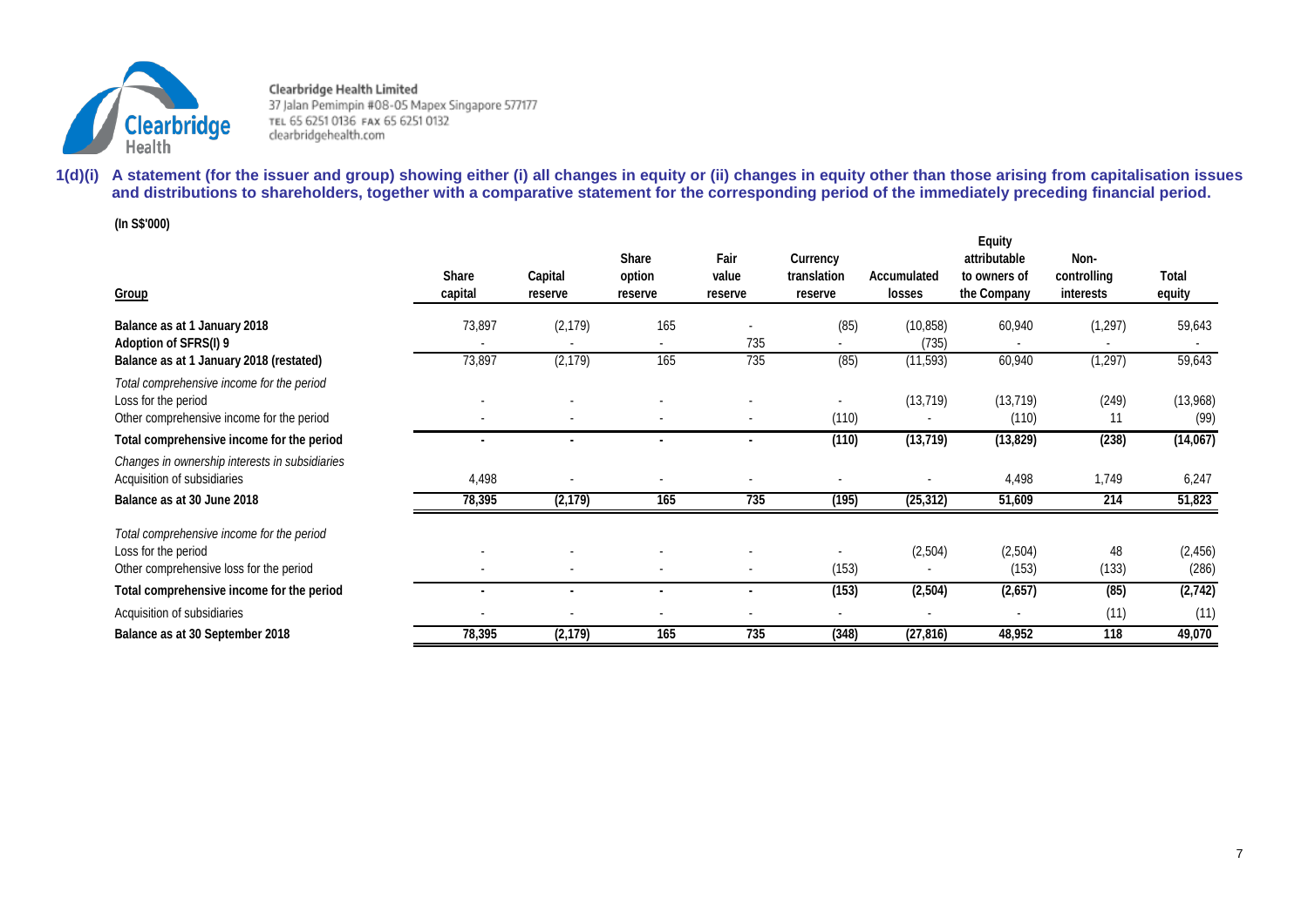Clearbridge Health Limited
37 Jalan Pemimpin #08-05 Mapex Singapore 577177
TEL 65 6251 0136 FAX 65 6251 0132
clearbridgehealth.com

**1(d)(i) A statement (for the issuer and group) showing either (i) all changes in equity or (ii) changes in equity other than those arising from capitalisation issues and distributions to shareholders, together with a comparative statement for the corresponding period of the immediately preceding financial period.**

**(In S$'000)**

| Group | Share capital | Capital reserve | Share option reserve | Fair value reserve | Currency translation reserve | Accumulated losses | Equity attributable to owners of the Company | Non-controlling interests | Total equity |
|---|---|---|---|---|---|---|---|---|---|
| **Balance as at 1 January 2018** | 73,897 | (2,179) | 165 | - | (85) | (10,858) | 60,940 | (1,297) | 59,643 |
| **Adoption of SFRS(I) 9** | - | - | - | 735 | - | (735) | - | - | - |
| **Balance as at 1 January 2018 (restated)** | 73,897 | (2,179) | 165 | 735 | (85) | (11,593) | 60,940 | (1,297) | 59,643 |
| *Total comprehensive income for the period* | | | | | | | | | |
| Loss for the period | - | - | - | - | - | (13,719) | (13,719) | (249) | (13,968) |
| Other comprehensive income for the period | - | - | - | - | (110) | - | (110) | 11 | (99) |
| **Total comprehensive income for the period** | - | - | - | - | (110) | (13,719) | (13,829) | (238) | (14,067) |
| *Changes in ownership interests in subsidiaries* | | | | | | | | | |
| Acquisition of subsidiaries | 4,498 | - | - | - | - | - | 4,498 | 1,749 | 6,247 |
| **Balance as at 30 June 2018** | 78,395 | (2,179) | 165 | 735 | (195) | (25,312) | 51,609 | 214 | 51,823 |
| *Total comprehensive income for the period* | | | | | | | | | |
| Loss for the period | - | - | - | - | - | (2,504) | (2,504) | 48 | (2,456) |
| Other comprehensive loss for the period | - | - | - | - | (153) | - | (153) | (133) | (286) |
| **Total comprehensive income for the period** | - | - | - | - | (153) | (2,504) | (2,657) | (85) | (2,742) |
| Acquisition of subsidiaries | - | - | - | - | - | - | - | (11) | (11) |
| **Balance as at 30 September 2018** | 78,395 | (2,179) | 165 | 735 | (348) | (27,816) | 48,952 | 118 | 49,070 |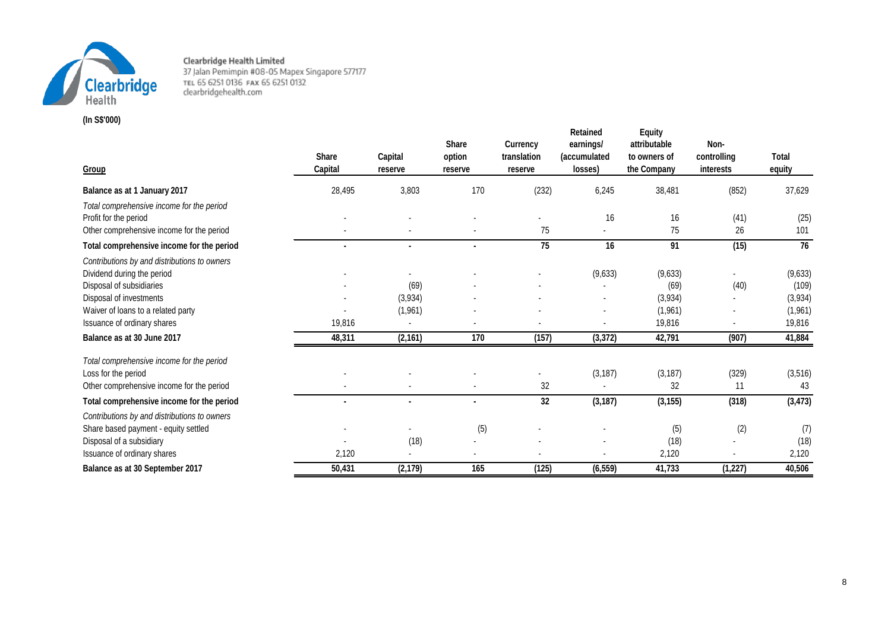Clearbridge Health Limited
37 Jalan Pemimpin #08-05 Mapex Singapore 577177
TEL 65 6251 0136 FAX 65 6251 0132
clearbridgehealth.com

**(In S$'000)**

| Group | Share Capital | Capital reserve | Share option reserve | Currency translation reserve | Retained earnings/ (accumulated losses) | Equity attributable to owners of the Company | Non-controlling interests | Total equity |
|---|---|---|---|---|---|---|---|---|
| **Balance as at 1 January 2017** | 28,495 | 3,803 | 170 | (232) | 6,245 | 38,481 | (852) | 37,629 |
| *Total comprehensive income for the period* | | | | | | | | |
| Profit for the period | - | - | - | - | 16 | 16 | (41) | (25) |
| Other comprehensive income for the period | - | - | - | 75 | - | 75 | 26 | 101 |
| **Total comprehensive income for the period** | **-** | **-** | **-** | **75** | **16** | **91** | **(15)** | **76** |
| *Contributions by and distributions to owners* | | | | | | | | |
| Dividend during the period | - | - | - | - | (9,633) | (9,633) | - | (9,633) |
| Disposal of subsidiaries | - | (69) | - | - | - | (69) | (40) | (109) |
| Disposal of investments | - | (3,934) | - | - | - | (3,934) | - | (3,934) |
| Waiver of loans to a related party | - | (1,961) | - | - | - | (1,961) | - | (1,961) |
| Issuance of ordinary shares | 19,816 | - | - | - | - | 19,816 | - | 19,816 |
| **Balance as at 30 June 2017** | **48,311** | **(2,161)** | **170** | **(157)** | **(3,372)** | **42,791** | **(907)** | **41,884** |
| *Total comprehensive income for the period* | | | | | | | | |
| Loss for the period | - | - | - | - | (3,187) | (3,187) | (329) | (3,516) |
| Other comprehensive income for the period | - | - | - | 32 | - | 32 | 11 | 43 |
| **Total comprehensive income for the period** | **-** | **-** | **-** | **32** | **(3,187)** | **(3,155)** | **(318)** | **(3,473)** |
| *Contributions by and distributions to owners* | | | | | | | | |
| Share based payment - equity settled | - | - | (5) | - | - | (5) | (2) | (7) |
| Disposal of a subsidiary | - | (18) | - | - | - | (18) | - | (18) |
| Issuance of ordinary shares | 2,120 | - | - | - | - | 2,120 | - | 2,120 |
| **Balance as at 30 September 2017** | **50,431** | **(2,179)** | **165** | **(125)** | **(6,559)** | **41,733** | **(1,227)** | **40,506** |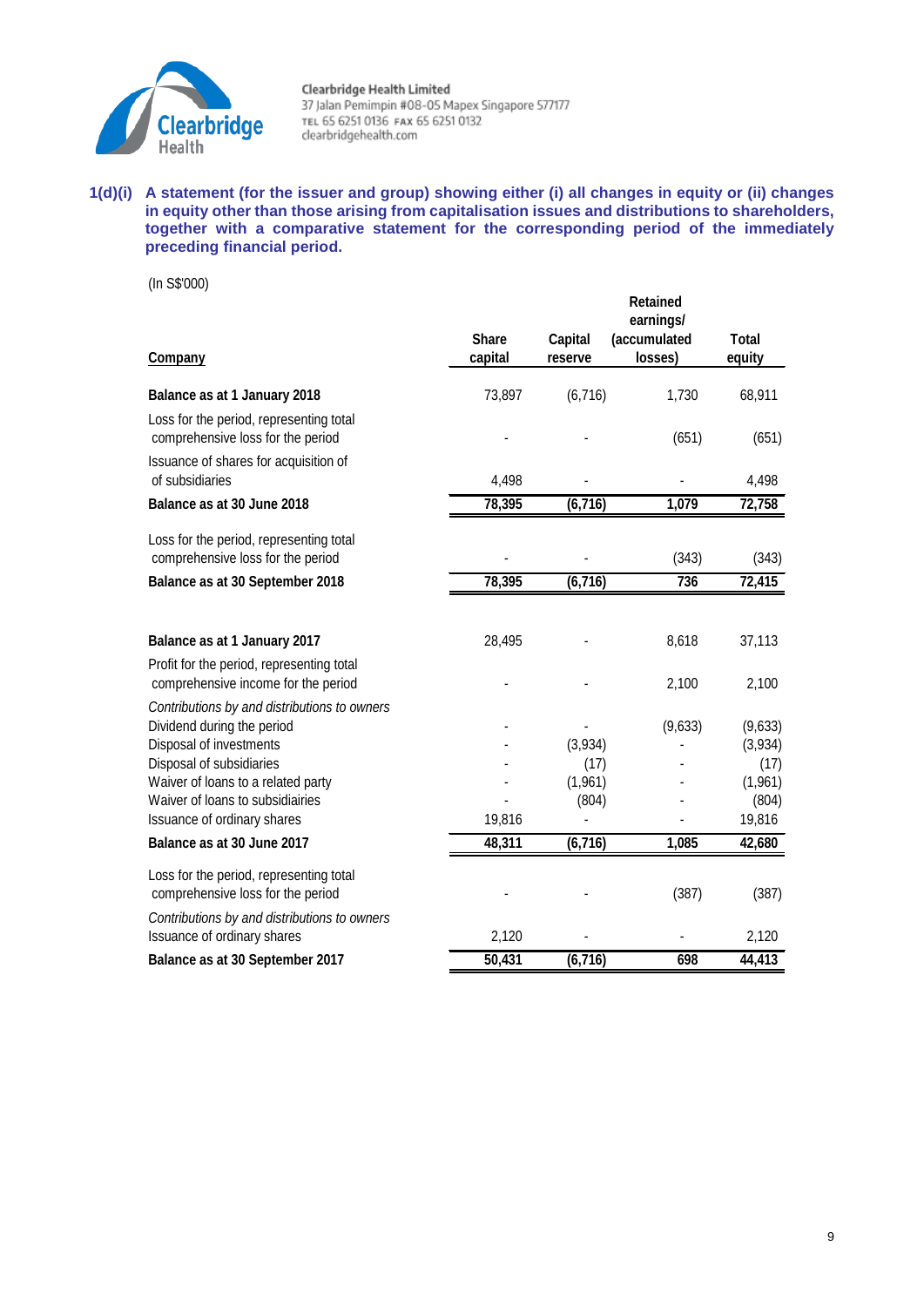Clearbridge Health Limited
37 Jalan Pemimpin #08-05 Mapex Singapore 577177
TEL 65 6251 0136 FAX 65 6251 0132
clearbridgehealth.com

**1(d)(i) A statement (for the issuer and group) showing either (i) all changes in equity or (ii) changes in equity other than those arising from capitalisation issues and distributions to shareholders, together with a comparative statement for the corresponding period of the immediately preceding financial period.**

(In S$'000)

| Company | Share capital | Capital reserve | Retained earnings/ (accumulated losses) | Total equity |
|---|---|---|---|---|
| **Balance as at 1 January 2018** | 73,897 | (6,716) | 1,730 | 68,911 |
| Loss for the period, representing total comprehensive loss for the period | - | - | (651) | (651) |
| Issuance of shares for acquisition of subsidiaries | 4,498 | - | - | 4,498 |
| **Balance as at 30 June 2018** | **78,395** | **(6,716)** | **1,079** | **72,758** |
| Loss for the period, representing total comprehensive loss for the period | - | - | (343) | (343) |
| **Balance as at 30 September 2018** | **78,395** | **(6,716)** | **736** | **72,415** |
| | | | | |
| **Balance as at 1 January 2017** | 28,495 | - | 8,618 | 37,113 |
| Profit for the period, representing total comprehensive income for the period | - | - | 2,100 | 2,100 |
| *Contributions by and distributions to owners* | | | | |
| Dividend during the period | - | - | (9,633) | (9,633) |
| Disposal of investments | - | (3,934) | - | (3,934) |
| Disposal of subsidiaries | - | (17) | - | (17) |
| Waiver of loans to a related party | - | (1,961) | - | (1,961) |
| Waiver of loans to subsidiairies | - | (804) | - | (804) |
| Issuance of ordinary shares | 19,816 | - | - | 19,816 |
| **Balance as at 30 June 2017** | **48,311** | **(6,716)** | **1,085** | **42,680** |
| Loss for the period, representing total comprehensive loss for the period | - | - | (387) | (387) |
| *Contributions by and distributions to owners* | | | | |
| Issuance of ordinary shares | 2,120 | - | - | 2,120 |
| **Balance as at 30 September 2017** | **50,431** | **(6,716)** | **698** | **44,413** |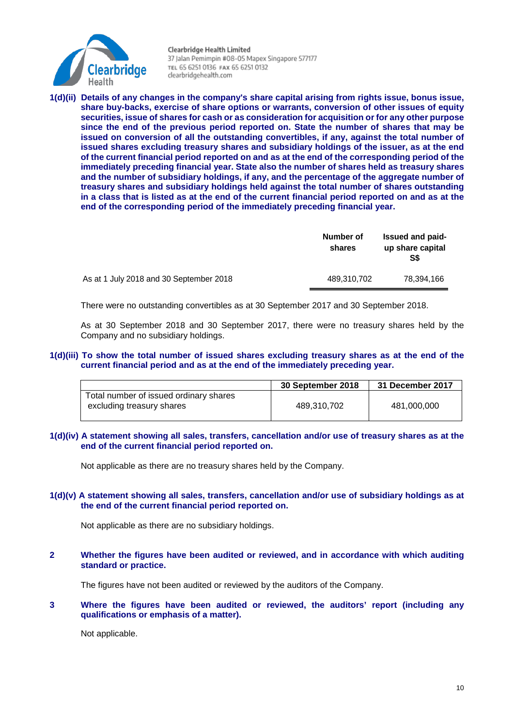**1(d)(ii) Details of any changes in the company's share capital arising from rights issue, bonus issue, share buy-backs, exercise of share options or warrants, conversion of other issues of equity securities, issue of shares for cash or as consideration for acquisition or for any other purpose since the end of the previous period reported on. State the number of shares that may be issued on conversion of all the outstanding convertibles, if any, against the total number of issued shares excluding treasury shares and subsidiary holdings of the issuer, as at the end of the current financial period reported on and as at the end of the corresponding period of the immediately preceding financial year. State also the number of shares held as treasury shares and the number of subsidiary holdings, if any, and the percentage of the aggregate number of treasury shares and subsidiary holdings held against the total number of shares outstanding in a class that is listed as at the end of the current financial period reported on and as at the end of the corresponding period of the immediately preceding financial year.**

| | Number of shares | Issued and paid-up share capital S$ |
|---|---|---|
| As at 1 July 2018 and 30 September 2018 | 489,310,702 | 78,394,166 |

There were no outstanding convertibles as at 30 September 2017 and 30 September 2018.

As at 30 September 2018 and 30 September 2017, there were no treasury shares held by the Company and no subsidiary holdings.

**1(d)(iii) To show the total number of issued shares excluding treasury shares as at the end of the current financial period and as at the end of the immediately preceding year.**

| | 30 September 2018 | 31 December 2017 |
|---|---|---|
| Total number of issued ordinary shares excluding treasury shares | 489,310,702 | 481,000,000 |

**1(d)(iv) A statement showing all sales, transfers, cancellation and/or use of treasury shares as at the end of the current financial period reported on.**

Not applicable as there are no treasury shares held by the Company.

**1(d)(v) A statement showing all sales, transfers, cancellation and/or use of subsidiary holdings as at the end of the current financial period reported on.**

Not applicable as there are no subsidiary holdings.

**2 Whether the figures have been audited or reviewed, and in accordance with which auditing standard or practice.**

The figures have not been audited or reviewed by the auditors of the Company.

**3 Where the figures have been audited or reviewed, the auditors' report (including any qualifications or emphasis of a matter).**

Not applicable.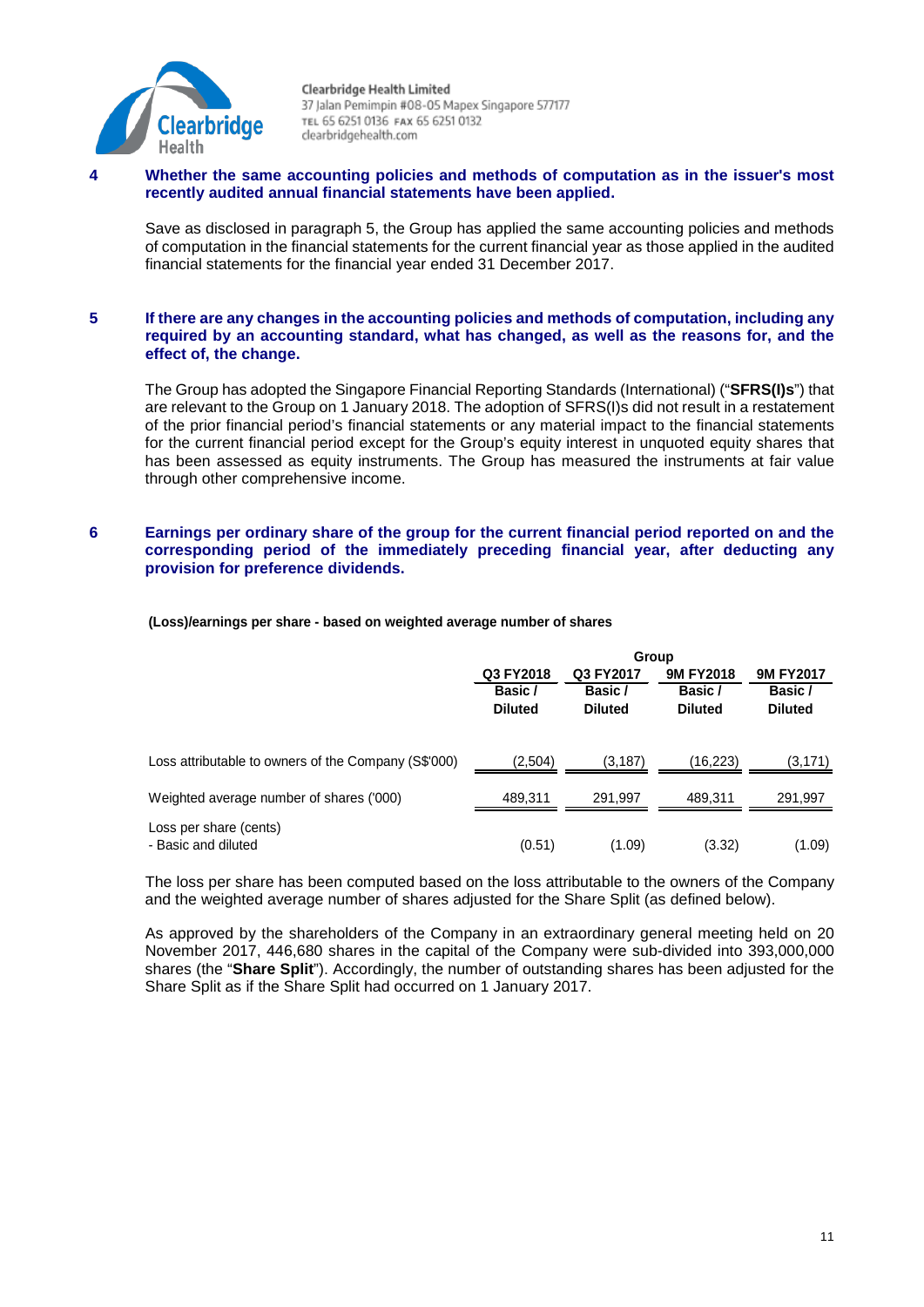**4 Whether the same accounting policies and methods of computation as in the issuer's most recently audited annual financial statements have been applied.**

Save as disclosed in paragraph 5, the Group has applied the same accounting policies and methods of computation in the financial statements for the current financial year as those applied in the audited financial statements for the financial year ended 31 December 2017.

**5 If there are any changes in the accounting policies and methods of computation, including any required by an accounting standard, what has changed, as well as the reasons for, and the effect of, the change.**

The Group has adopted the Singapore Financial Reporting Standards (International) ("**SFRS(I)s**") that are relevant to the Group on 1 January 2018. The adoption of SFRS(I)s did not result in a restatement of the prior financial period's financial statements or any material impact to the financial statements for the current financial period except for the Group's equity interest in unquoted equity shares that has been assessed as equity instruments. The Group has measured the instruments at fair value through other comprehensive income.

**6 Earnings per ordinary share of the group for the current financial period reported on and the corresponding period of the immediately preceding financial year, after deducting any provision for preference dividends.**

**(Loss)/earnings per share - based on weighted average number of shares**

| | Group | | | |
|---|---|---|---|---|
| | Q3 FY2018 Basic / Diluted | Q3 FY2017 Basic / Diluted | 9M FY2018 Basic / Diluted | 9M FY2017 Basic / Diluted |
| Loss attributable to owners of the Company (S$'000) | (2,504) | (3,187) | (16,223) | (3,171) |
| Weighted average number of shares ('000) | 489,311 | 291,997 | 489,311 | 291,997 |
| Loss per share (cents) - Basic and diluted | (0.51) | (1.09) | (3.32) | (1.09) |

The loss per share has been computed based on the loss attributable to the owners of the Company and the weighted average number of shares adjusted for the Share Split (as defined below).

As approved by the shareholders of the Company in an extraordinary general meeting held on 20 November 2017, 446,680 shares in the capital of the Company were sub-divided into 393,000,000 shares (the "**Share Split**"). Accordingly, the number of outstanding shares has been adjusted for the Share Split as if the Share Split had occurred on 1 January 2017.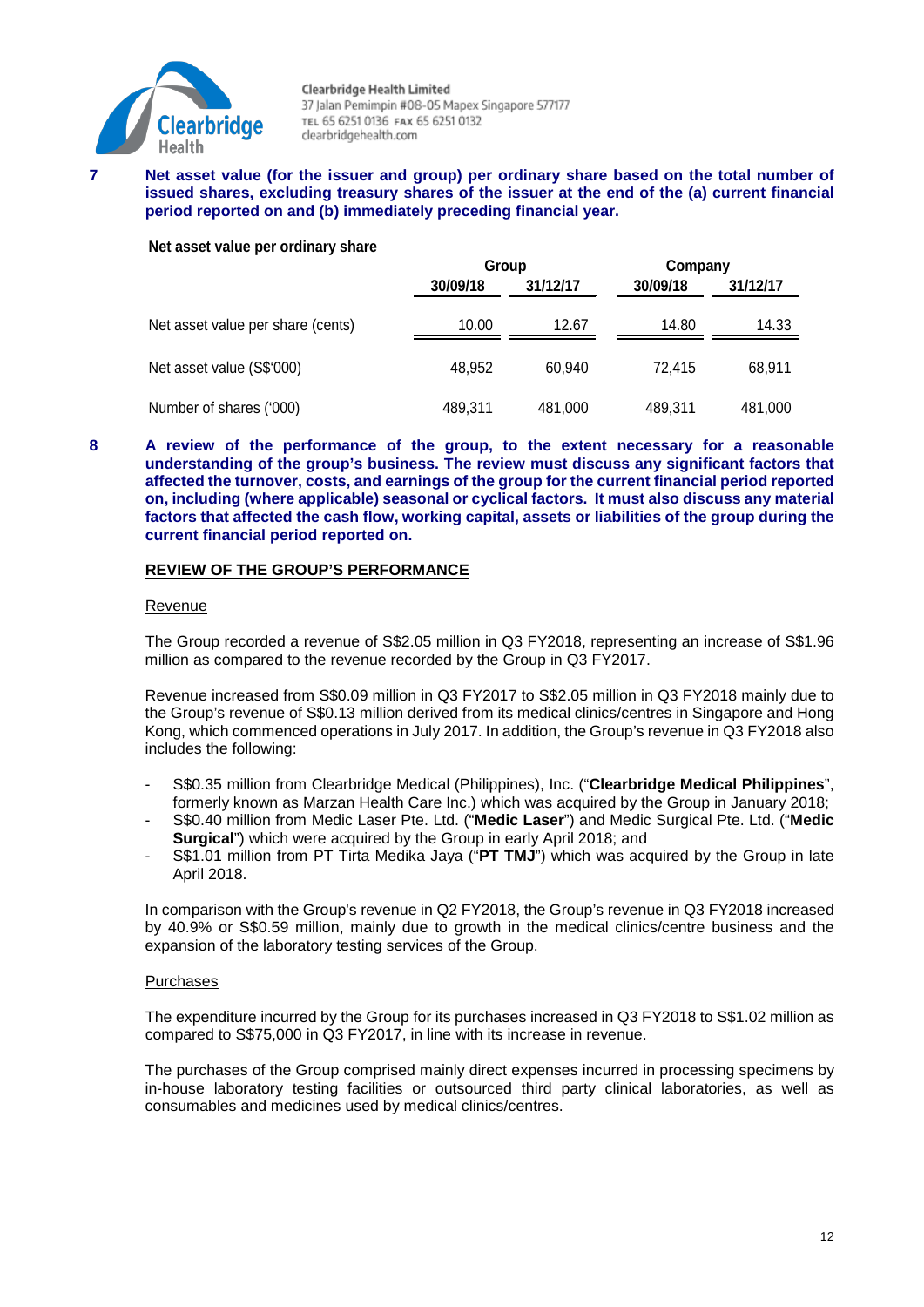**7 Net asset value (for the issuer and group) per ordinary share based on the total number of issued shares, excluding treasury shares of the issuer at the end of the (a) current financial period reported on and (b) immediately preceding financial year.**

**Net asset value per ordinary share**

| | Group | | Company | |
|---|---|---|---|---|
| | 30/09/18 | 31/12/17 | 30/09/18 | 31/12/17 |
| Net asset value per share (cents) | 10.00 | 12.67 | 14.80 | 14.33 |
| Net asset value (S$'000) | 48,952 | 60,940 | 72,415 | 68,911 |
| Number of shares ('000) | 489,311 | 481,000 | 489,311 | 481,000 |

**8 A review of the performance of the group, to the extent necessary for a reasonable understanding of the group's business. The review must discuss any significant factors that affected the turnover, costs, and earnings of the group for the current financial period reported on, including (where applicable) seasonal or cyclical factors. It must also discuss any material factors that affected the cash flow, working capital, assets or liabilities of the group during the current financial period reported on.**

**REVIEW OF THE GROUP'S PERFORMANCE**

Revenue

The Group recorded a revenue of S$2.05 million in Q3 FY2018, representing an increase of S$1.96 million as compared to the revenue recorded by the Group in Q3 FY2017.

Revenue increased from S$0.09 million in Q3 FY2017 to S$2.05 million in Q3 FY2018 mainly due to the Group's revenue of S$0.13 million derived from its medical clinics/centres in Singapore and Hong Kong, which commenced operations in July 2017. In addition, the Group's revenue in Q3 FY2018 also includes the following:

- S$0.35 million from Clearbridge Medical (Philippines), Inc. ("**Clearbridge Medical Philippines**", formerly known as Marzan Health Care Inc.) which was acquired by the Group in January 2018;
- S$0.40 million from Medic Laser Pte. Ltd. ("**Medic Laser**") and Medic Surgical Pte. Ltd. ("**Medic Surgical**") which were acquired by the Group in early April 2018; and
- S$1.01 million from PT Tirta Medika Jaya ("**PT TMJ**") which was acquired by the Group in late April 2018.

In comparison with the Group's revenue in Q2 FY2018, the Group's revenue in Q3 FY2018 increased by 40.9% or S$0.59 million, mainly due to growth in the medical clinics/centre business and the expansion of the laboratory testing services of the Group.

Purchases

The expenditure incurred by the Group for its purchases increased in Q3 FY2018 to S$1.02 million as compared to S$75,000 in Q3 FY2017, in line with its increase in revenue.

The purchases of the Group comprised mainly direct expenses incurred in processing specimens by in-house laboratory testing facilities or outsourced third party clinical laboratories, as well as consumables and medicines used by medical clinics/centres.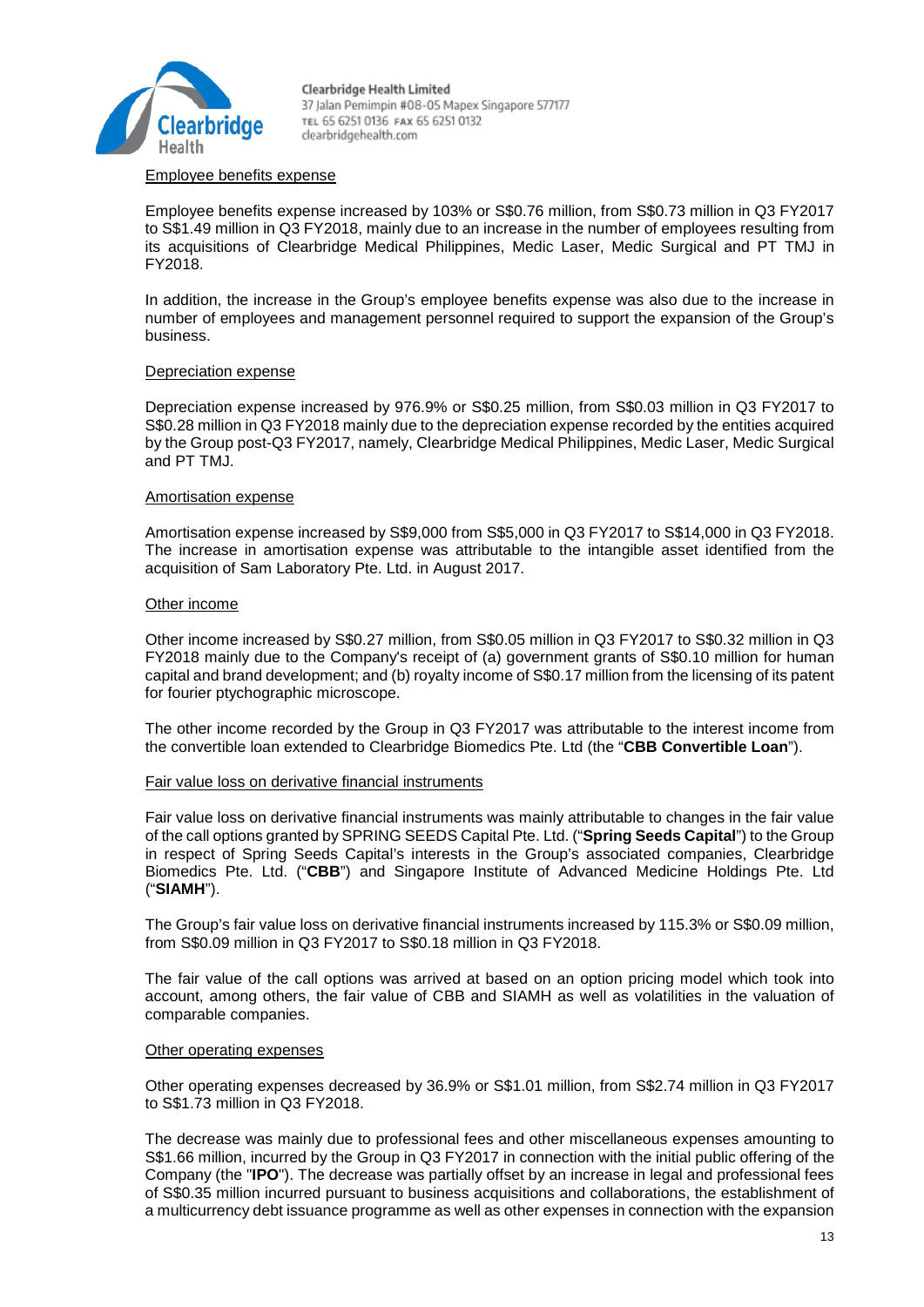Employee benefits expense

Employee benefits expense increased by 103% or S$0.76 million, from S$0.73 million in Q3 FY2017 to S$1.49 million in Q3 FY2018, mainly due to an increase in the number of employees resulting from its acquisitions of Clearbridge Medical Philippines, Medic Laser, Medic Surgical and PT TMJ in FY2018.

In addition, the increase in the Group's employee benefits expense was also due to the increase in number of employees and management personnel required to support the expansion of the Group's business.

Depreciation expense

Depreciation expense increased by 976.9% or S$0.25 million, from S$0.03 million in Q3 FY2017 to S$0.28 million in Q3 FY2018 mainly due to the depreciation expense recorded by the entities acquired by the Group post-Q3 FY2017, namely, Clearbridge Medical Philippines, Medic Laser, Medic Surgical and PT TMJ.

Amortisation expense

Amortisation expense increased by S$9,000 from S$5,000 in Q3 FY2017 to S$14,000 in Q3 FY2018. The increase in amortisation expense was attributable to the intangible asset identified from the acquisition of Sam Laboratory Pte. Ltd. in August 2017.

Other income

Other income increased by S$0.27 million, from S$0.05 million in Q3 FY2017 to S$0.32 million in Q3 FY2018 mainly due to the Company's receipt of (a) government grants of S$0.10 million for human capital and brand development; and (b) royalty income of S$0.17 million from the licensing of its patent for fourier ptychographic microscope.

The other income recorded by the Group in Q3 FY2017 was attributable to the interest income from the convertible loan extended to Clearbridge Biomedics Pte. Ltd (the "**CBB Convertible Loan**").

Fair value loss on derivative financial instruments

Fair value loss on derivative financial instruments was mainly attributable to changes in the fair value of the call options granted by SPRING SEEDS Capital Pte. Ltd. ("**Spring Seeds Capital**") to the Group in respect of Spring Seeds Capital's interests in the Group's associated companies, Clearbridge Biomedics Pte. Ltd. ("**CBB**") and Singapore Institute of Advanced Medicine Holdings Pte. Ltd ("**SIAMH**").

The Group's fair value loss on derivative financial instruments increased by 115.3% or S$0.09 million, from S$0.09 million in Q3 FY2017 to S$0.18 million in Q3 FY2018.

The fair value of the call options was arrived at based on an option pricing model which took into account, among others, the fair value of CBB and SIAMH as well as volatilities in the valuation of comparable companies.

Other operating expenses

Other operating expenses decreased by 36.9% or S$1.01 million, from S$2.74 million in Q3 FY2017 to S$1.73 million in Q3 FY2018.

The decrease was mainly due to professional fees and other miscellaneous expenses amounting to S$1.66 million, incurred by the Group in Q3 FY2017 in connection with the initial public offering of the Company (the "**IPO**"). The decrease was partially offset by an increase in legal and professional fees of S$0.35 million incurred pursuant to business acquisitions and collaborations, the establishment of a multicurrency debt issuance programme as well as other expenses in connection with the expansion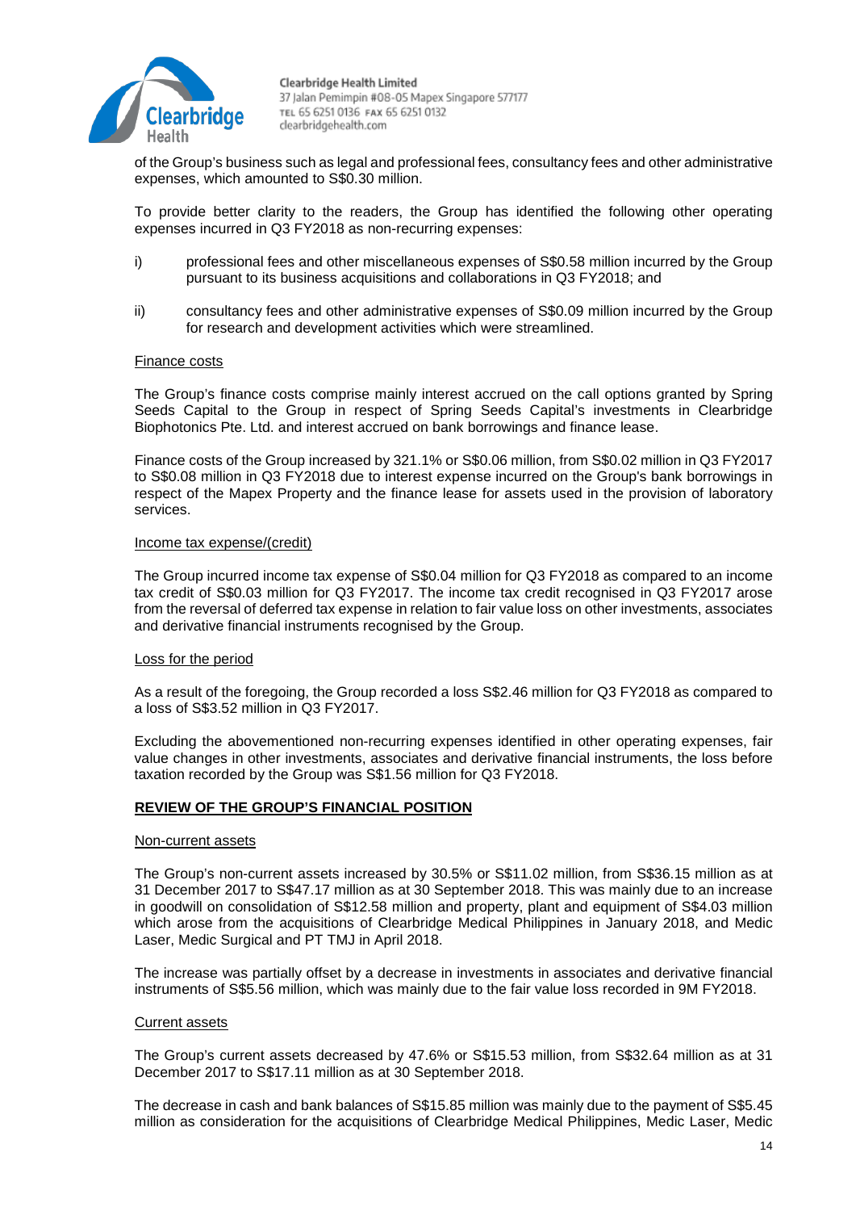of the Group's business such as legal and professional fees, consultancy fees and other administrative expenses, which amounted to S$0.30 million.

To provide better clarity to the readers, the Group has identified the following other operating expenses incurred in Q3 FY2018 as non-recurring expenses:

i) professional fees and other miscellaneous expenses of S$0.58 million incurred by the Group pursuant to its business acquisitions and collaborations in Q3 FY2018; and

ii) consultancy fees and other administrative expenses of S$0.09 million incurred by the Group for research and development activities which were streamlined.

Finance costs

The Group's finance costs comprise mainly interest accrued on the call options granted by Spring Seeds Capital to the Group in respect of Spring Seeds Capital's investments in Clearbridge Biophotonics Pte. Ltd. and interest accrued on bank borrowings and finance lease.

Finance costs of the Group increased by 321.1% or S$0.06 million, from S$0.02 million in Q3 FY2017 to S$0.08 million in Q3 FY2018 due to interest expense incurred on the Group's bank borrowings in respect of the Mapex Property and the finance lease for assets used in the provision of laboratory services.

Income tax expense/(credit)

The Group incurred income tax expense of S$0.04 million for Q3 FY2018 as compared to an income tax credit of S$0.03 million for Q3 FY2017. The income tax credit recognised in Q3 FY2017 arose from the reversal of deferred tax expense in relation to fair value loss on other investments, associates and derivative financial instruments recognised by the Group.

Loss for the period

As a result of the foregoing, the Group recorded a loss S$2.46 million for Q3 FY2018 as compared to a loss of S$3.52 million in Q3 FY2017.

Excluding the abovementioned non-recurring expenses identified in other operating expenses, fair value changes in other investments, associates and derivative financial instruments, the loss before taxation recorded by the Group was S$1.56 million for Q3 FY2018.

## REVIEW OF THE GROUP'S FINANCIAL POSITION

Non-current assets

The Group's non-current assets increased by 30.5% or S$11.02 million, from S$36.15 million as at 31 December 2017 to S$47.17 million as at 30 September 2018. This was mainly due to an increase in goodwill on consolidation of S$12.58 million and property, plant and equipment of S$4.03 million which arose from the acquisitions of Clearbridge Medical Philippines in January 2018, and Medic Laser, Medic Surgical and PT TMJ in April 2018.

The increase was partially offset by a decrease in investments in associates and derivative financial instruments of S$5.56 million, which was mainly due to the fair value loss recorded in 9M FY2018.

Current assets

The Group's current assets decreased by 47.6% or S$15.53 million, from S$32.64 million as at 31 December 2017 to S$17.11 million as at 30 September 2018.

The decrease in cash and bank balances of S$15.85 million was mainly due to the payment of S$5.45 million as consideration for the acquisitions of Clearbridge Medical Philippines, Medic Laser, Medic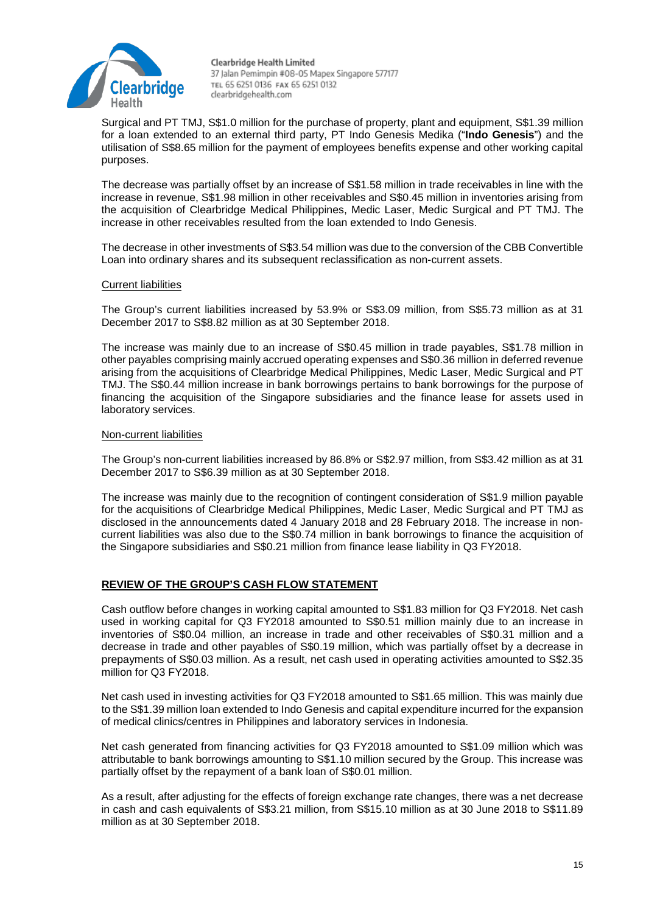Surgical and PT TMJ, S$1.0 million for the purchase of property, plant and equipment, S$1.39 million for a loan extended to an external third party, PT Indo Genesis Medika ("**Indo Genesis**") and the utilisation of S$8.65 million for the payment of employees benefits expense and other working capital purposes.

The decrease was partially offset by an increase of S$1.58 million in trade receivables in line with the increase in revenue, S$1.98 million in other receivables and S$0.45 million in inventories arising from the acquisition of Clearbridge Medical Philippines, Medic Laser, Medic Surgical and PT TMJ. The increase in other receivables resulted from the loan extended to Indo Genesis.

The decrease in other investments of S$3.54 million was due to the conversion of the CBB Convertible Loan into ordinary shares and its subsequent reclassification as non-current assets.

Current liabilities

The Group's current liabilities increased by 53.9% or S$3.09 million, from S$5.73 million as at 31 December 2017 to S$8.82 million as at 30 September 2018.

The increase was mainly due to an increase of S$0.45 million in trade payables, S$1.78 million in other payables comprising mainly accrued operating expenses and S$0.36 million in deferred revenue arising from the acquisitions of Clearbridge Medical Philippines, Medic Laser, Medic Surgical and PT TMJ. The S$0.44 million increase in bank borrowings pertains to bank borrowings for the purpose of financing the acquisition of the Singapore subsidiaries and the finance lease for assets used in laboratory services.

Non-current liabilities

The Group's non-current liabilities increased by 86.8% or S$2.97 million, from S$3.42 million as at 31 December 2017 to S$6.39 million as at 30 September 2018.

The increase was mainly due to the recognition of contingent consideration of S$1.9 million payable for the acquisitions of Clearbridge Medical Philippines, Medic Laser, Medic Surgical and PT TMJ as disclosed in the announcements dated 4 January 2018 and 28 February 2018. The increase in non-current liabilities was also due to the S$0.74 million in bank borrowings to finance the acquisition of the Singapore subsidiaries and S$0.21 million from finance lease liability in Q3 FY2018.

## REVIEW OF THE GROUP'S CASH FLOW STATEMENT

Cash outflow before changes in working capital amounted to S$1.83 million for Q3 FY2018. Net cash used in working capital for Q3 FY2018 amounted to S$0.51 million mainly due to an increase in inventories of S$0.04 million, an increase in trade and other receivables of S$0.31 million and a decrease in trade and other payables of S$0.19 million, which was partially offset by a decrease in prepayments of S$0.03 million. As a result, net cash used in operating activities amounted to S$2.35 million for Q3 FY2018.

Net cash used in investing activities for Q3 FY2018 amounted to S$1.65 million. This was mainly due to the S$1.39 million loan extended to Indo Genesis and capital expenditure incurred for the expansion of medical clinics/centres in Philippines and laboratory services in Indonesia.

Net cash generated from financing activities for Q3 FY2018 amounted to S$1.09 million which was attributable to bank borrowings amounting to S$1.10 million secured by the Group. This increase was partially offset by the repayment of a bank loan of S$0.01 million.

As a result, after adjusting for the effects of foreign exchange rate changes, there was a net decrease in cash and cash equivalents of S$3.21 million, from S$15.10 million as at 30 June 2018 to S$11.89 million as at 30 September 2018.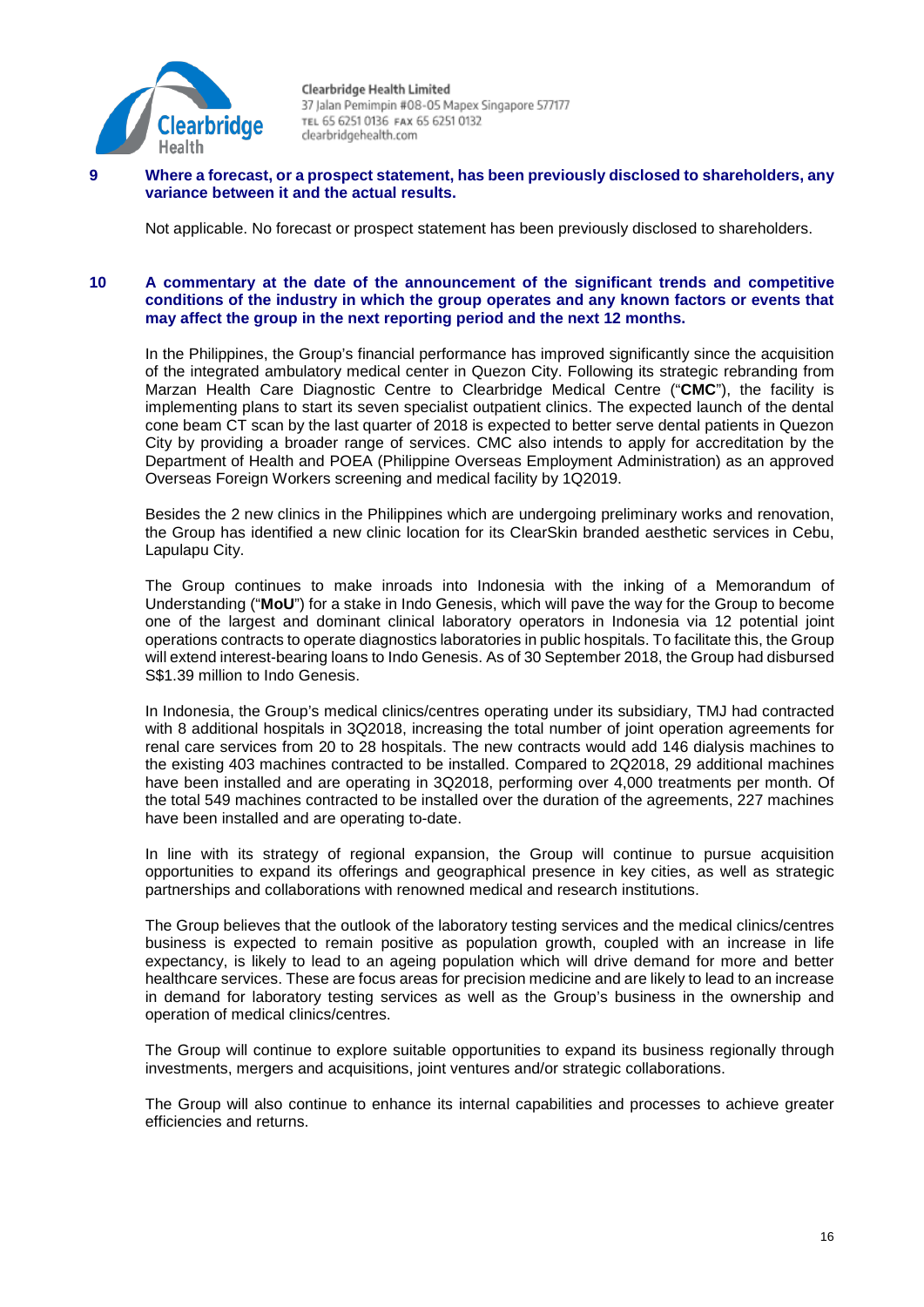**9 Where a forecast, or a prospect statement, has been previously disclosed to shareholders, any variance between it and the actual results.**

Not applicable. No forecast or prospect statement has been previously disclosed to shareholders.

**10 A commentary at the date of the announcement of the significant trends and competitive conditions of the industry in which the group operates and any known factors or events that may affect the group in the next reporting period and the next 12 months.**

In the Philippines, the Group's financial performance has improved significantly since the acquisition of the integrated ambulatory medical center in Quezon City. Following its strategic rebranding from Marzan Health Care Diagnostic Centre to Clearbridge Medical Centre ("**CMC**"), the facility is implementing plans to start its seven specialist outpatient clinics. The expected launch of the dental cone beam CT scan by the last quarter of 2018 is expected to better serve dental patients in Quezon City by providing a broader range of services. CMC also intends to apply for accreditation by the Department of Health and POEA (Philippine Overseas Employment Administration) as an approved Overseas Foreign Workers screening and medical facility by 1Q2019.

Besides the 2 new clinics in the Philippines which are undergoing preliminary works and renovation, the Group has identified a new clinic location for its ClearSkin branded aesthetic services in Cebu, Lapulapu City.

The Group continues to make inroads into Indonesia with the inking of a Memorandum of Understanding ("**MoU**") for a stake in Indo Genesis, which will pave the way for the Group to become one of the largest and dominant clinical laboratory operators in Indonesia via 12 potential joint operations contracts to operate diagnostics laboratories in public hospitals. To facilitate this, the Group will extend interest-bearing loans to Indo Genesis. As of 30 September 2018, the Group had disbursed S$1.39 million to Indo Genesis.

In Indonesia, the Group's medical clinics/centres operating under its subsidiary, TMJ had contracted with 8 additional hospitals in 3Q2018, increasing the total number of joint operation agreements for renal care services from 20 to 28 hospitals. The new contracts would add 146 dialysis machines to the existing 403 machines contracted to be installed. Compared to 2Q2018, 29 additional machines have been installed and are operating in 3Q2018, performing over 4,000 treatments per month. Of the total 549 machines contracted to be installed over the duration of the agreements, 227 machines have been installed and are operating to-date.

In line with its strategy of regional expansion, the Group will continue to pursue acquisition opportunities to expand its offerings and geographical presence in key cities, as well as strategic partnerships and collaborations with renowned medical and research institutions.

The Group believes that the outlook of the laboratory testing services and the medical clinics/centres business is expected to remain positive as population growth, coupled with an increase in life expectancy, is likely to lead to an ageing population which will drive demand for more and better healthcare services. These are focus areas for precision medicine and are likely to lead to an increase in demand for laboratory testing services as well as the Group's business in the ownership and operation of medical clinics/centres.

The Group will continue to explore suitable opportunities to expand its business regionally through investments, mergers and acquisitions, joint ventures and/or strategic collaborations.

The Group will also continue to enhance its internal capabilities and processes to achieve greater efficiencies and returns.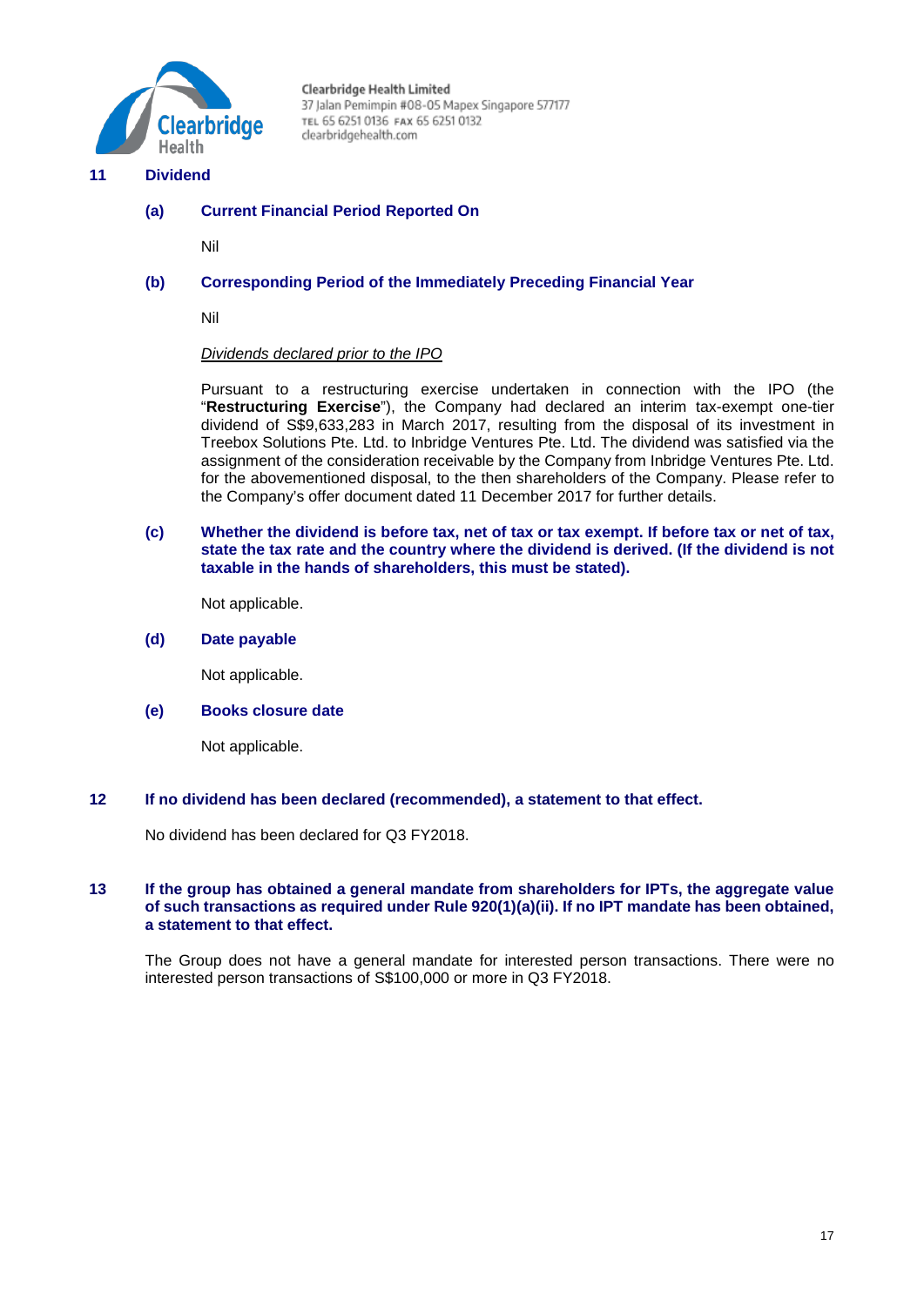## 11 Dividend

### (a) Current Financial Period Reported On

Nil

### (b) Corresponding Period of the Immediately Preceding Financial Year

Nil

*Dividends declared prior to the IPO*

Pursuant to a restructuring exercise undertaken in connection with the IPO (the "**Restructuring Exercise**"), the Company had declared an interim tax-exempt one-tier dividend of S$9,633,283 in March 2017, resulting from the disposal of its investment in Treebox Solutions Pte. Ltd. to Inbridge Ventures Pte. Ltd. The dividend was satisfied via the assignment of the consideration receivable by the Company from Inbridge Ventures Pte. Ltd. for the abovementioned disposal, to the then shareholders of the Company. Please refer to the Company's offer document dated 11 December 2017 for further details.

### (c) Whether the dividend is before tax, net of tax or tax exempt. If before tax or net of tax, state the tax rate and the country where the dividend is derived. (If the dividend is not taxable in the hands of shareholders, this must be stated).

Not applicable.

### (d) Date payable

Not applicable.

### (e) Books closure date

Not applicable.

## 12 If no dividend has been declared (recommended), a statement to that effect.

No dividend has been declared for Q3 FY2018.

## 13 If the group has obtained a general mandate from shareholders for IPTs, the aggregate value of such transactions as required under Rule 920(1)(a)(ii). If no IPT mandate has been obtained, a statement to that effect.

The Group does not have a general mandate for interested person transactions. There were no interested person transactions of S$100,000 or more in Q3 FY2018.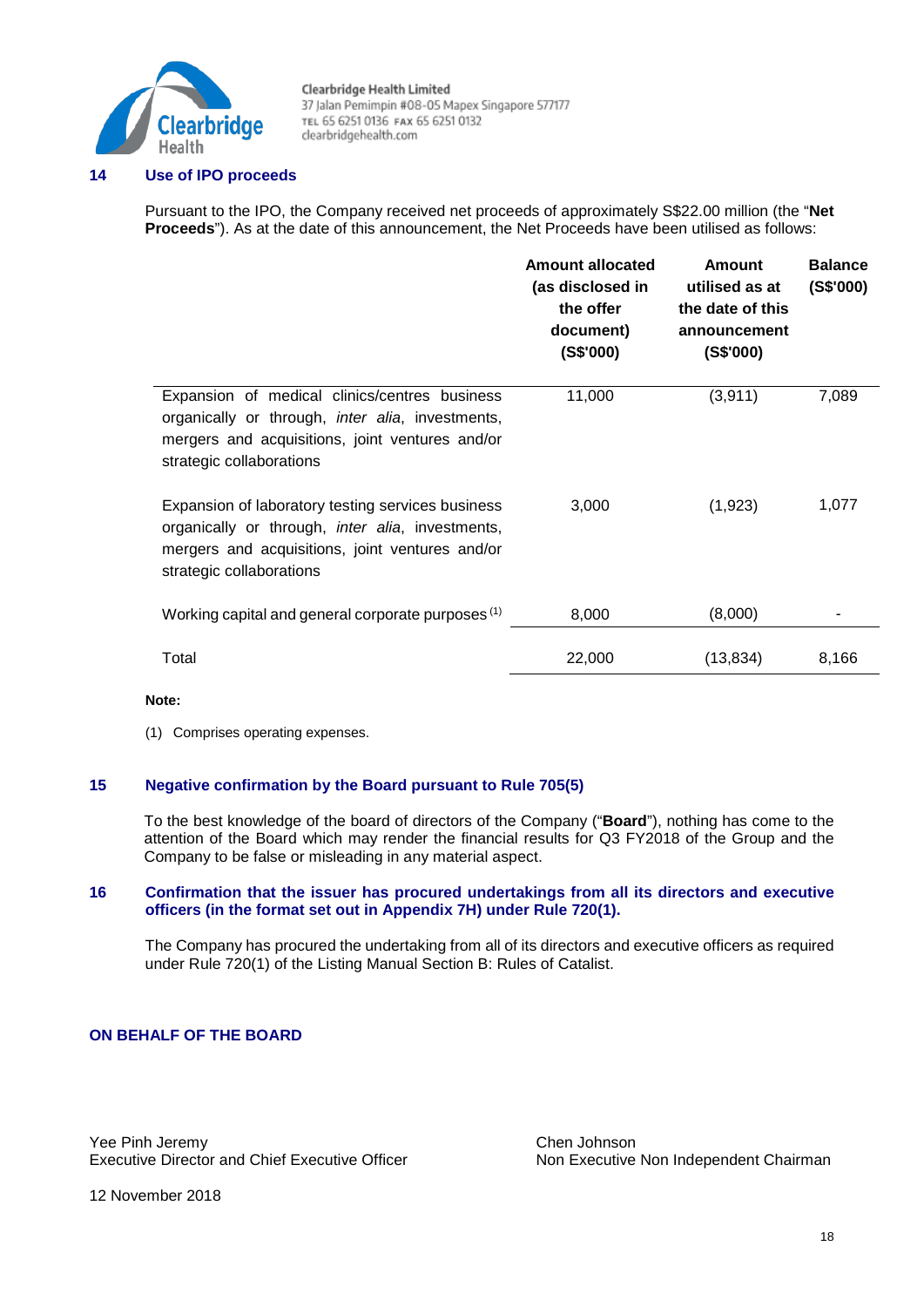Clearbridge Health Limited
37 Jalan Pemimpin #08-05 Mapex Singapore 577177
TEL 65 6251 0136 FAX 65 6251 0132
clearbridgehealth.com

## 14 Use of IPO proceeds

Pursuant to the IPO, the Company received net proceeds of approximately S$22.00 million (the "**Net Proceeds**"). As at the date of this announcement, the Net Proceeds have been utilised as follows:

| | Amount allocated (as disclosed in the offer document) (S$'000) | Amount utilised as at the date of this announcement (S$'000) | Balance (S$'000) |
|---|---|---|---|
| Expansion of medical clinics/centres business organically or through, *inter alia*, investments, mergers and acquisitions, joint ventures and/or strategic collaborations | 11,000 | (3,911) | 7,089 |
| Expansion of laboratory testing services business organically or through, *inter alia*, investments, mergers and acquisitions, joint ventures and/or strategic collaborations | 3,000 | (1,923) | 1,077 |
| Working capital and general corporate purposes [(1)] | 8,000 | (8,000) | - |
| Total | 22,000 | (13,834) | 8,166 |

**Note:**

(1) Comprises operating expenses.

## 15 Negative confirmation by the Board pursuant to Rule 705(5)

To the best knowledge of the board of directors of the Company ("**Board**"), nothing has come to the attention of the Board which may render the financial results for Q3 FY2018 of the Group and the Company to be false or misleading in any material aspect.

## 16 Confirmation that the issuer has procured undertakings from all its directors and executive officers (in the format set out in Appendix 7H) under Rule 720(1).

The Company has procured the undertaking from all of its directors and executive officers as required under Rule 720(1) of the Listing Manual Section B: Rules of Catalist.

**ON BEHALF OF THE BOARD**

Yee Pinh Jeremy
Executive Director and Chief Executive Officer

Chen Johnson
Non Executive Non Independent Chairman

12 November 2018